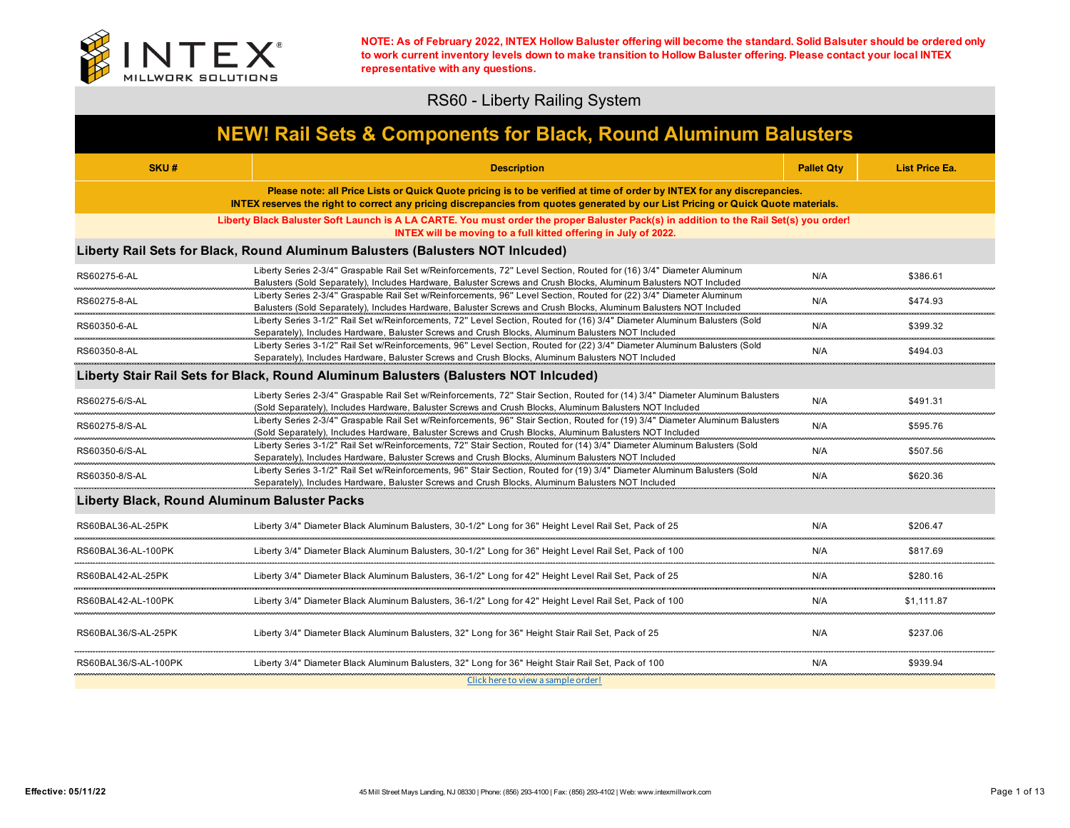INTEX MILLWORK SOLUTIONS

**NOTE: As of February 2022, INTEX Hollow Baluster offering will become the standard. Solid Balsuter should be ordered only to work current inventory levels down to make transition to Hollow Baluster offering. Please contact your local INTEX representative with any questions.**

# RS60 - Liberty Railing System

## NEW! Rail Sets & Components for Black, Round Aluminum Balusters

| SKU # | Description | Pallet Qty | List Price Ea. |
|---|---|---|---|
| **Please note: all Price Lists or Quick Quote pricing is to be verified at time of order by INTEX for any discrepancies. INTEX reserves the right to correct any pricing discrepancies from quotes generated by our List Pricing or Quick Quote materials.** | | | |
| **Liberty Black Baluster Soft Launch is A LA CARTE. You must order the proper Baluster Pack(s) in addition to the Rail Set(s) you order! INTEX will be moving to a full kitted offering in July of 2022.** | | | |
| **Liberty Rail Sets for Black, Round Aluminum Balusters (Balusters NOT Inlcuded)** | | | |
| RS60275-6-AL | Liberty Series 2-3/4" Graspable Rail Set w/Reinforcements, 72" Level Section, Routed for (16) 3/4" Diameter Aluminum Balusters (Sold Separately), Includes Hardware, Baluster Screws and Crush Blocks, Aluminum Balusters NOT Included | N/A | $386.61 |
| RS60275-8-AL | Liberty Series 2-3/4" Graspable Rail Set w/Reinforcements, 96" Level Section, Routed for (22) 3/4" Diameter Aluminum Balusters (Sold Separately), Includes Hardware, Baluster Screws and Crush Blocks, Aluminum Balusters NOT Included | N/A | $474.93 |
| RS60350-6-AL | Liberty Series 3-1/2" Rail Set w/Reinforcements, 72" Level Section, Routed for (16) 3/4" Diameter Aluminum Balusters (Sold Separately), Includes Hardware, Baluster Screws and Crush Blocks, Aluminum Balusters NOT Included | N/A | $399.32 |
| RS60350-8-AL | Liberty Series 3-1/2" Rail Set w/Reinforcements, 96" Level Section, Routed for (22) 3/4" Diameter Aluminum Balusters (Sold Separately), Includes Hardware, Baluster Screws and Crush Blocks, Aluminum Balusters NOT Included | N/A | $494.03 |
| **Liberty Stair Rail Sets for Black, Round Aluminum Balusters (Balusters NOT Inlcuded)** | | | |
| RS60275-6/S-AL | Liberty Series 2-3/4" Graspable Rail Set w/Reinforcements, 72" Stair Section, Routed for (14) 3/4" Diameter Aluminum Balusters (Sold Separately), Includes Hardware, Baluster Screws and Crush Blocks, Aluminum Balusters NOT Included | N/A | $491.31 |
| RS60275-8/S-AL | Liberty Series 2-3/4" Graspable Rail Set w/Reinforcements, 96" Stair Section, Routed for (19) 3/4" Diameter Aluminum Balusters (Sold Separately), Includes Hardware, Baluster Screws and Crush Blocks, Aluminum Balusters NOT Included | N/A | $595.76 |
| RS60350-6/S-AL | Liberty Series 3-1/2" Rail Set w/Reinforcements, 72" Stair Section, Routed for (14) 3/4" Diameter Aluminum Balusters (Sold Separately), Includes Hardware, Baluster Screws and Crush Blocks, Aluminum Balusters NOT Included | N/A | $507.56 |
| RS60350-8/S-AL | Liberty Series 3-1/2" Rail Set w/Reinforcements, 96" Stair Section, Routed for (19) 3/4" Diameter Aluminum Balusters (Sold Separately), Includes Hardware, Baluster Screws and Crush Blocks, Aluminum Balusters NOT Included | N/A | $620.36 |
| **Liberty Black, Round Aluminum Baluster Packs** | | | |
| RS60BAL36-AL-25PK | Liberty 3/4" Diameter Black Aluminum Balusters, 30-1/2" Long for 36" Height Level Rail Set, Pack of 25 | N/A | $206.47 |
| RS60BAL36-AL-100PK | Liberty 3/4" Diameter Black Aluminum Balusters, 30-1/2" Long for 36" Height Level Rail Set, Pack of 100 | N/A | $817.69 |
| RS60BAL42-AL-25PK | Liberty 3/4" Diameter Black Aluminum Balusters, 36-1/2" Long for 42" Height Level Rail Set, Pack of 25 | N/A | $280.16 |
| RS60BAL42-AL-100PK | Liberty 3/4" Diameter Black Aluminum Balusters, 36-1/2" Long for 42" Height Level Rail Set, Pack of 100 | N/A | $1,111.87 |
| RS60BAL36/S-AL-25PK | Liberty 3/4" Diameter Black Aluminum Balusters, 32" Long for 36" Height Stair Rail Set, Pack of 25 | N/A | $237.06 |
| RS60BAL36/S-AL-100PK | Liberty 3/4" Diameter Black Aluminum Balusters, 32" Long for 36" Height Stair Rail Set, Pack of 100 | N/A | $939.94 |

Click here to view a sample order!

**Effective: 05/11/22**

45 Mill Street Mays Landing, NJ 08330 | Phone: (856) 293-4100 | Fax: (856) 293-4102 | Web: www.intexmillwork.com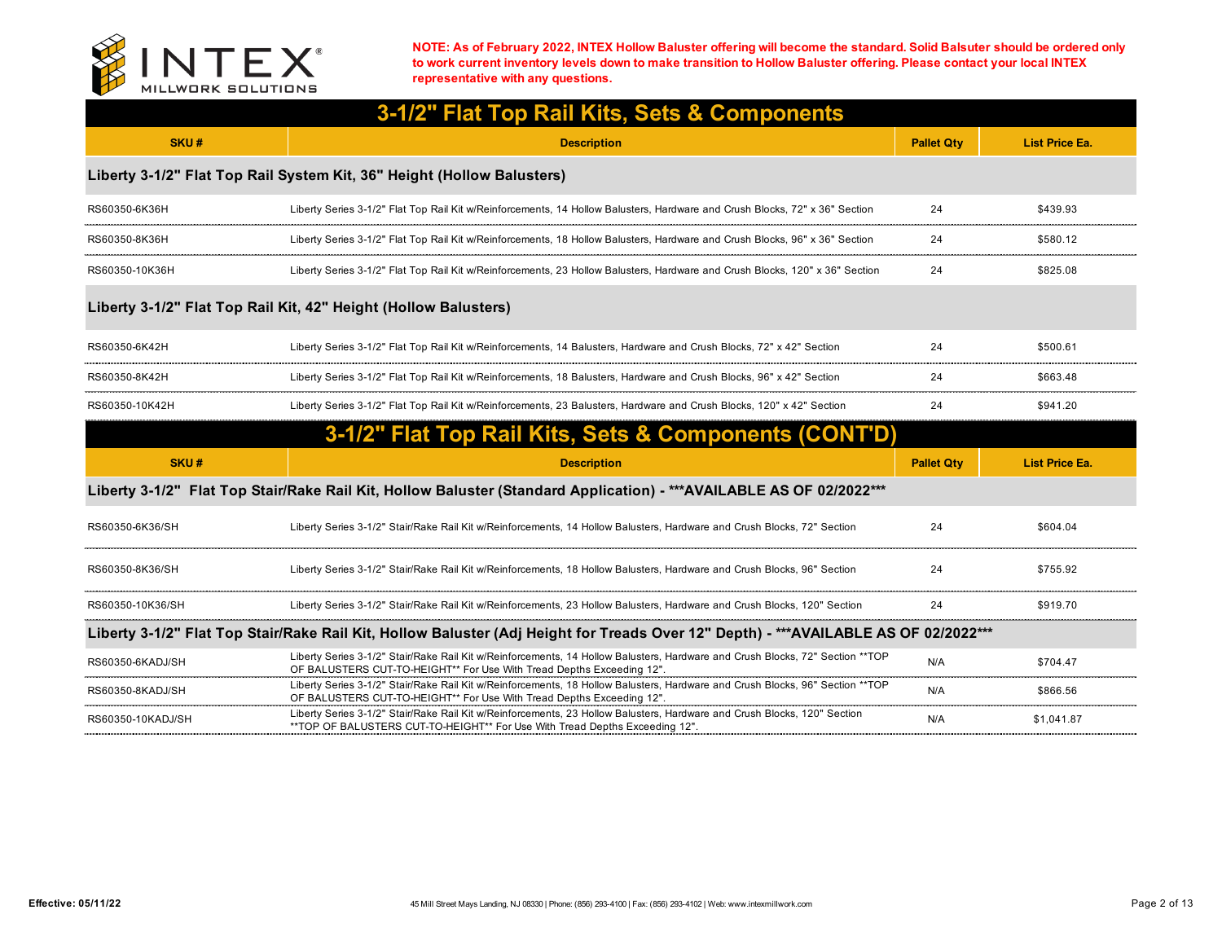**NOTE: As of February 2022, INTEX Hollow Baluster offering will become the standard. Solid Balsuter should be ordered only to work current inventory levels down to make transition to Hollow Baluster offering. Please contact your local INTEX representative with any questions.**

## 3-1/2" Flat Top Rail Kits, Sets & Components

| SKU # | Description | Pallet Qty | List Price Ea. |
|---|---|---|---|
| **Liberty 3-1/2" Flat Top Rail System Kit, 36" Height (Hollow Balusters)** | | | |
| RS60350-6K36H | Liberty Series 3-1/2" Flat Top Rail Kit w/Reinforcements, 14 Hollow Balusters, Hardware and Crush Blocks, 72" x 36" Section | 24 | $439.93 |
| RS60350-8K36H | Liberty Series 3-1/2" Flat Top Rail Kit w/Reinforcements, 18 Hollow Balusters, Hardware and Crush Blocks, 96" x 36" Section | 24 | $580.12 |
| RS60350-10K36H | Liberty Series 3-1/2" Flat Top Rail Kit w/Reinforcements, 23 Hollow Balusters, Hardware and Crush Blocks, 120" x 36" Section | 24 | $825.08 |
| **Liberty 3-1/2" Flat Top Rail Kit, 42" Height (Hollow Balusters)** | | | |
| RS60350-6K42H | Liberty Series 3-1/2" Flat Top Rail Kit w/Reinforcements, 14 Balusters, Hardware and Crush Blocks, 72" x 42" Section | 24 | $500.61 |
| RS60350-8K42H | Liberty Series 3-1/2" Flat Top Rail Kit w/Reinforcements, 18 Balusters, Hardware and Crush Blocks, 96" x 42" Section | 24 | $663.48 |
| RS60350-10K42H | Liberty Series 3-1/2" Flat Top Rail Kit w/Reinforcements, 23 Balusters, Hardware and Crush Blocks, 120" x 42" Section | 24 | $941.20 |

## 3-1/2" Flat Top Rail Kits, Sets & Components (CONT'D)

| SKU # | Description | Pallet Qty | List Price Ea. |
|---|---|---|---|
| **Liberty 3-1/2" Flat Top Stair/Rake Rail Kit, Hollow Baluster (Standard Application) - \*\*\*AVAILABLE AS OF 02/2022\*\*\*** | | | |
| RS60350-6K36/SH | Liberty Series 3-1/2" Stair/Rake Rail Kit w/Reinforcements, 14 Hollow Balusters, Hardware and Crush Blocks, 72" Section | 24 | $604.04 |
| RS60350-8K36/SH | Liberty Series 3-1/2" Stair/Rake Rail Kit w/Reinforcements, 18 Hollow Balusters, Hardware and Crush Blocks, 96" Section | 24 | $755.92 |
| RS60350-10K36/SH | Liberty Series 3-1/2" Stair/Rake Rail Kit w/Reinforcements, 23 Hollow Balusters, Hardware and Crush Blocks, 120" Section | 24 | $919.70 |
| **Liberty 3-1/2" Flat Top Stair/Rake Rail Kit, Hollow Baluster (Adj Height for Treads Over 12" Depth) - \*\*\*AVAILABLE AS OF 02/2022\*\*\*** | | | |
| RS60350-6KADJ/SH | Liberty Series 3-1/2" Stair/Rake Rail Kit w/Reinforcements, 14 Hollow Balusters, Hardware and Crush Blocks, 72" Section \*\*TOP OF BALUSTERS CUT-TO-HEIGHT\*\* For Use With Tread Depths Exceeding 12". | N/A | $704.47 |
| RS60350-8KADJ/SH | Liberty Series 3-1/2" Stair/Rake Rail Kit w/Reinforcements, 18 Hollow Balusters, Hardware and Crush Blocks, 96" Section \*\*TOP OF BALUSTERS CUT-TO-HEIGHT\*\* For Use With Tread Depths Exceeding 12". | N/A | $866.56 |
| RS60350-10KADJ/SH | Liberty Series 3-1/2" Stair/Rake Rail Kit w/Reinforcements, 23 Hollow Balusters, Hardware and Crush Blocks, 120" Section \*\*TOP OF BALUSTERS CUT-TO-HEIGHT\*\* For Use With Tread Depths Exceeding 12". | N/A | $1,041.87 |

**Effective: 05/11/22**

45 Mill Street Mays Landing, NJ 08330 | Phone: (856) 293-4100 | Fax: (856) 293-4102 | Web: www.intexmillwork.com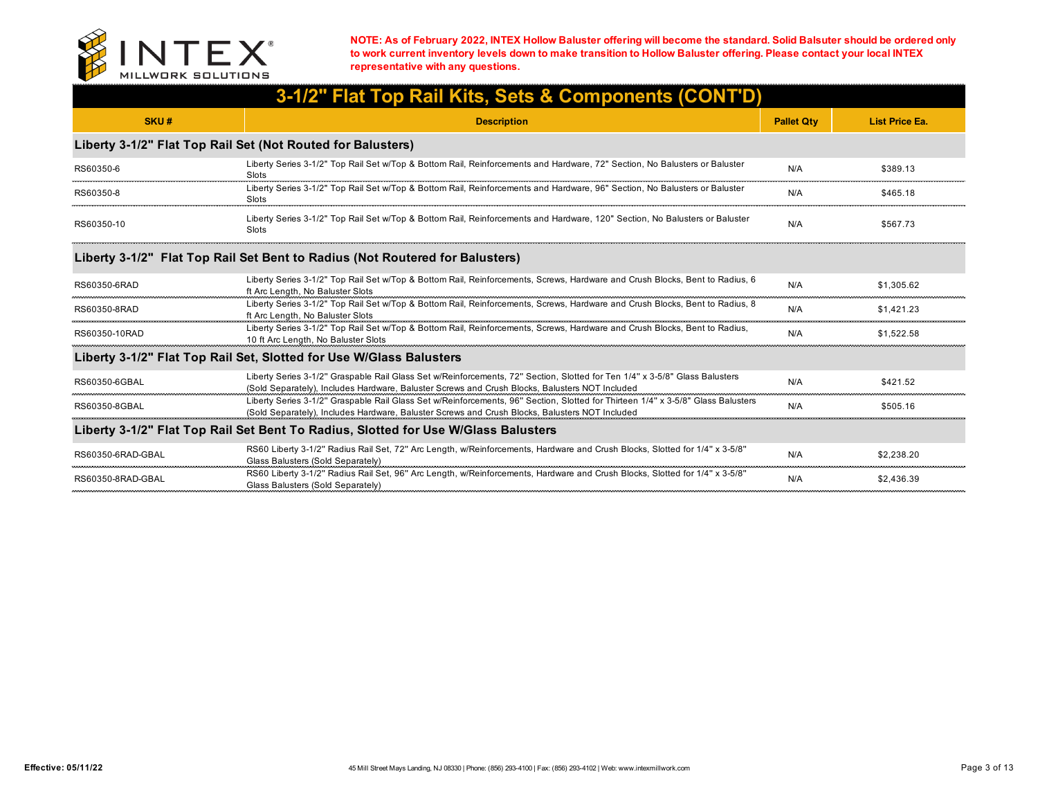INTEX MILLWORK SOLUTIONS®

**NOTE: As of February 2022, INTEX Hollow Baluster offering will become the standard. Solid Balsuter should be ordered only to work current inventory levels down to make transition to Hollow Baluster offering. Please contact your local INTEX representative with any questions.**

# 3-1/2" Flat Top Rail Kits, Sets & Components (CONT'D)

| SKU # | Description | Pallet Qty | List Price Ea. |
|---|---|---|---|
| **Liberty 3-1/2" Flat Top Rail Set (Not Routed for Balusters)** | | | |
| RS60350-6 | Liberty Series 3-1/2" Top Rail Set w/Top & Bottom Rail, Reinforcements and Hardware, 72" Section, No Balusters or Baluster Slots | N/A | $389.13 |
| RS60350-8 | Liberty Series 3-1/2" Top Rail Set w/Top & Bottom Rail, Reinforcements and Hardware, 96" Section, No Balusters or Baluster Slots | N/A | $465.18 |
| RS60350-10 | Liberty Series 3-1/2" Top Rail Set w/Top & Bottom Rail, Reinforcements and Hardware, 120" Section, No Balusters or Baluster Slots | N/A | $567.73 |
| **Liberty 3-1/2" Flat Top Rail Set Bent to Radius (Not Routered for Balusters)** | | | |
| RS60350-6RAD | Liberty Series 3-1/2" Top Rail Set w/Top & Bottom Rail, Reinforcements, Screws, Hardware and Crush Blocks, Bent to Radius, 6 ft Arc Length, No Baluster Slots | N/A | $1,305.62 |
| RS60350-8RAD | Liberty Series 3-1/2" Top Rail Set w/Top & Bottom Rail, Reinforcements, Screws, Hardware and Crush Blocks, Bent to Radius, 8 ft Arc Length, No Baluster Slots | N/A | $1,421.23 |
| RS60350-10RAD | Liberty Series 3-1/2" Top Rail Set w/Top & Bottom Rail, Reinforcements, Screws, Hardware and Crush Blocks, Bent to Radius, 10 ft Arc Length, No Baluster Slots | N/A | $1,522.58 |
| **Liberty 3-1/2" Flat Top Rail Set, Slotted for Use W/Glass Balusters** | | | |
| RS60350-6GBAL | Liberty Series 3-1/2" Graspable Rail Glass Set w/Reinforcements, 72" Section, Slotted for Ten 1/4" x 3-5/8" Glass Balusters (Sold Separately), Includes Hardware, Baluster Screws and Crush Blocks, Balusters NOT Included | N/A | $421.52 |
| RS60350-8GBAL | Liberty Series 3-1/2" Graspable Rail Glass Set w/Reinforcements, 96" Section, Slotted for Thirteen 1/4" x 3-5/8" Glass Balusters (Sold Separately), Includes Hardware, Baluster Screws and Crush Blocks, Balusters NOT Included | N/A | $505.16 |
| **Liberty 3-1/2" Flat Top Rail Set Bent To Radius, Slotted for Use W/Glass Balusters** | | | |
| RS60350-6RAD-GBAL | RS60 Liberty 3-1/2" Radius Rail Set, 72" Arc Length, w/Reinforcements, Hardware and Crush Blocks, Slotted for 1/4" x 3-5/8" Glass Balusters (Sold Separately) | N/A | $2,238.20 |
| RS60350-8RAD-GBAL | RS60 Liberty 3-1/2" Radius Rail Set, 96" Arc Length, w/Reinforcements, Hardware and Crush Blocks, Slotted for 1/4" x 3-5/8" Glass Balusters (Sold Separately) | N/A | $2,436.39 |

**Effective: 05/11/22**

45 Mill Street Mays Landing, NJ 08330 | Phone: (856) 293-4100 | Fax: (856) 293-4102 | Web: www.intexmillwork.com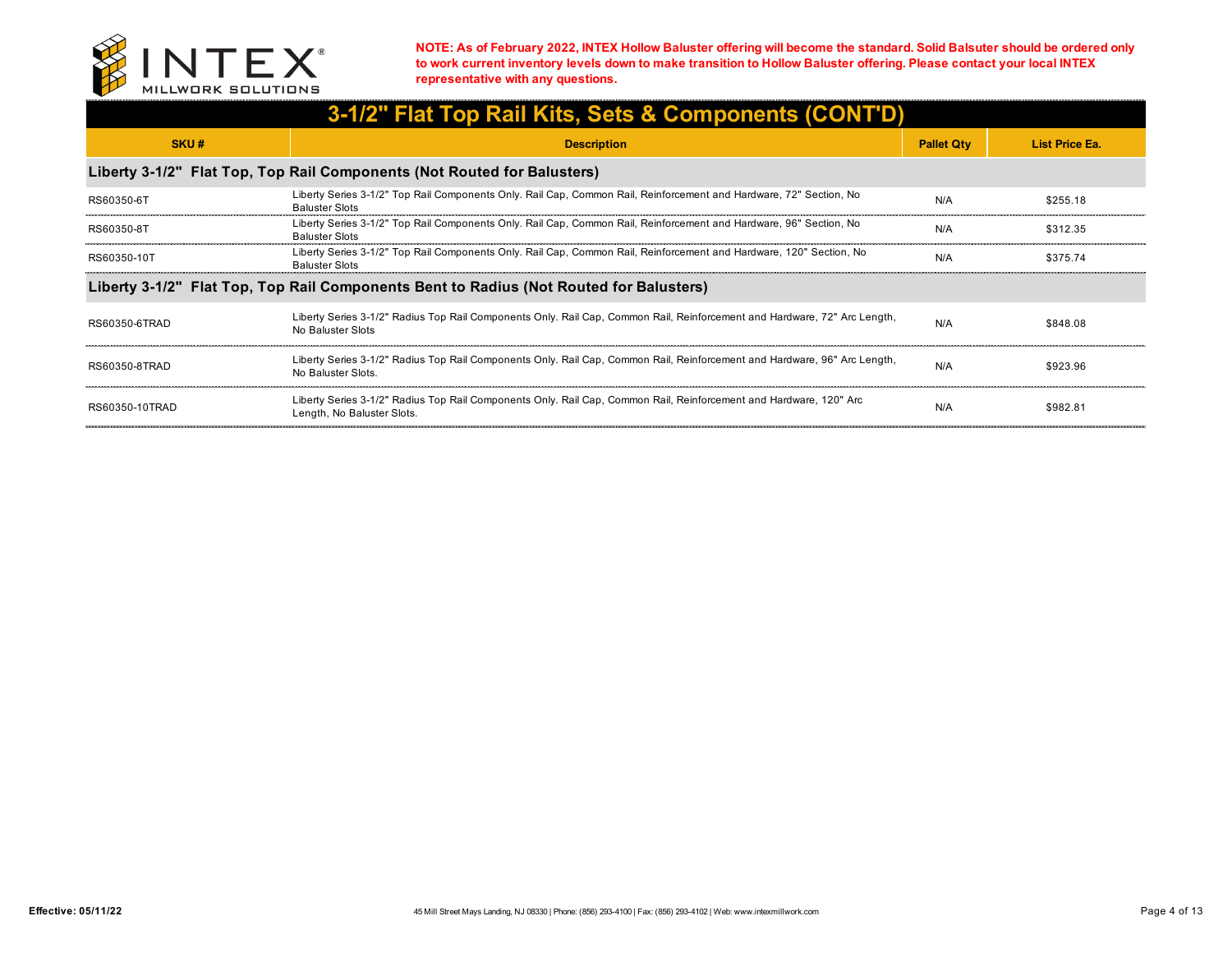**NOTE: As of February 2022, INTEX Hollow Baluster offering will become the standard. Solid Balsuter should be ordered only to work current inventory levels down to make transition to Hollow Baluster offering. Please contact your local INTEX representative with any questions.**

# 3-1/2" Flat Top Rail Kits, Sets & Components (CONT'D)

| SKU # | Description | Pallet Qty | List Price Ea. |
|---|---|---|---|
| **Liberty 3-1/2" Flat Top, Top Rail Components (Not Routed for Balusters)** | | | |
| RS60350-6T | Liberty Series 3-1/2" Top Rail Components Only. Rail Cap, Common Rail, Reinforcement and Hardware, 72" Section, No Baluster Slots | N/A | $255.18 |
| RS60350-8T | Liberty Series 3-1/2" Top Rail Components Only. Rail Cap, Common Rail, Reinforcement and Hardware, 96" Section, No Baluster Slots | N/A | $312.35 |
| RS60350-10T | Liberty Series 3-1/2" Top Rail Components Only. Rail Cap, Common Rail, Reinforcement and Hardware, 120" Section, No Baluster Slots | N/A | $375.74 |
| **Liberty 3-1/2" Flat Top, Top Rail Components Bent to Radius (Not Routed for Balusters)** | | | |
| RS60350-6TRAD | Liberty Series 3-1/2" Radius Top Rail Components Only. Rail Cap, Common Rail, Reinforcement and Hardware, 72" Arc Length, No Baluster Slots | N/A | $848.08 |
| RS60350-8TRAD | Liberty Series 3-1/2" Radius Top Rail Components Only. Rail Cap, Common Rail, Reinforcement and Hardware, 96" Arc Length, No Baluster Slots. | N/A | $923.96 |
| RS60350-10TRAD | Liberty Series 3-1/2" Radius Top Rail Components Only. Rail Cap, Common Rail, Reinforcement and Hardware, 120" Arc Length, No Baluster Slots. | N/A | $982.81 |

**Effective: 05/11/22**

45 Mill Street Mays Landing, NJ 08330 | Phone: (856) 293-4100 | Fax: (856) 293-4102 | Web: www.intexmillwork.com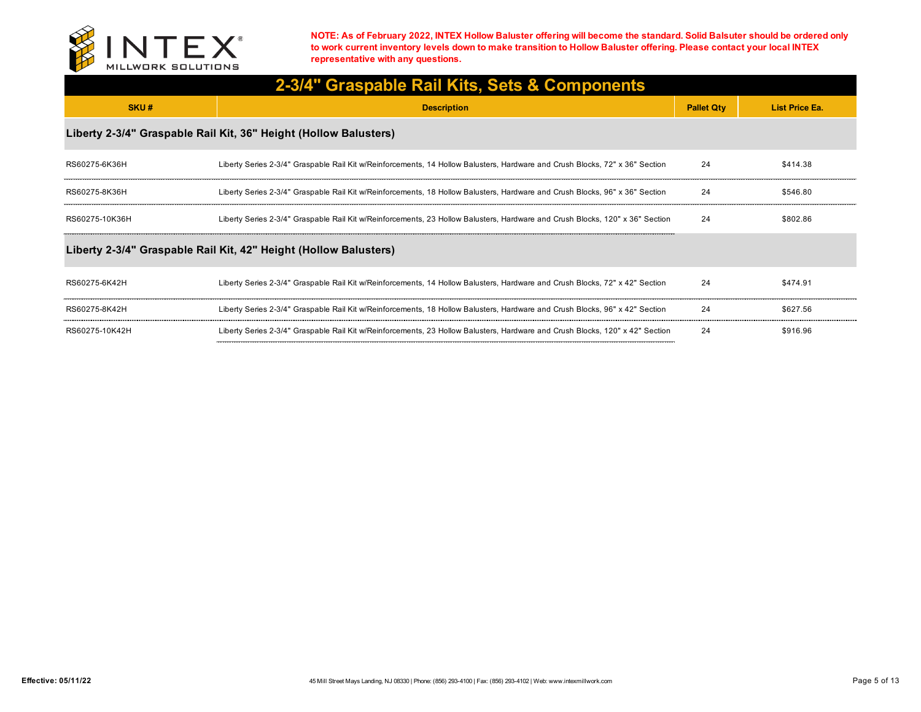**NOTE: As of February 2022, INTEX Hollow Baluster offering will become the standard. Solid Balsuter should be ordered only to work current inventory levels down to make transition to Hollow Baluster offering. Please contact your local INTEX representative with any questions.**

# 2-3/4" Graspable Rail Kits, Sets & Components

| SKU # | Description | Pallet Qty | List Price Ea. |
|---|---|---|---|
| **Liberty 2-3/4" Graspable Rail Kit, 36" Height (Hollow Balusters)** | | | |
| RS60275-6K36H | Liberty Series 2-3/4" Graspable Rail Kit w/Reinforcements, 14 Hollow Balusters, Hardware and Crush Blocks, 72" x 36" Section | 24 | $414.38 |
| RS60275-8K36H | Liberty Series 2-3/4" Graspable Rail Kit w/Reinforcements, 18 Hollow Balusters, Hardware and Crush Blocks, 96" x 36" Section | 24 | $546.80 |
| RS60275-10K36H | Liberty Series 2-3/4" Graspable Rail Kit w/Reinforcements, 23 Hollow Balusters, Hardware and Crush Blocks, 120" x 36" Section | 24 | $802.86 |
| **Liberty 2-3/4" Graspable Rail Kit, 42" Height (Hollow Balusters)** | | | |
| RS60275-6K42H | Liberty Series 2-3/4" Graspable Rail Kit w/Reinforcements, 14 Hollow Balusters, Hardware and Crush Blocks, 72" x 42" Section | 24 | $474.91 |
| RS60275-8K42H | Liberty Series 2-3/4" Graspable Rail Kit w/Reinforcements, 18 Hollow Balusters, Hardware and Crush Blocks, 96" x 42" Section | 24 | $627.56 |
| RS60275-10K42H | Liberty Series 2-3/4" Graspable Rail Kit w/Reinforcements, 23 Hollow Balusters, Hardware and Crush Blocks, 120" x 42" Section | 24 | $916.96 |

**Effective: 05/11/22**

45 Mill Street Mays Landing, NJ 08330 | Phone: (856) 293-4100 | Fax: (856) 293-4102 | Web: www.intexmillwork.com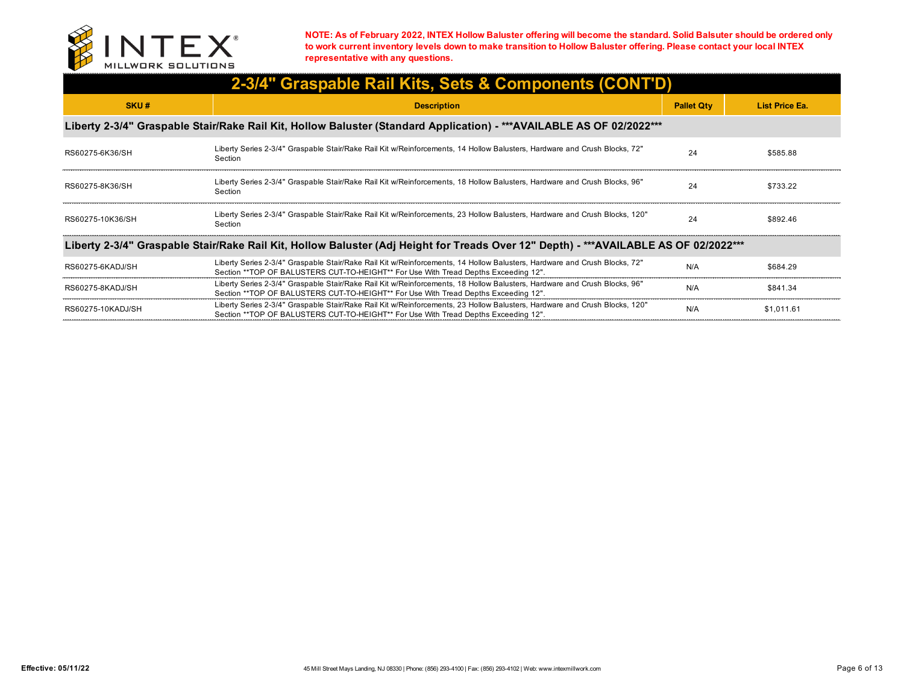NOTE: As of February 2022, INTEX Hollow Baluster offering will become the standard. Solid Balsuter should be ordered only to work current inventory levels down to make transition to Hollow Baluster offering. Please contact your local INTEX representative with any questions.

## 2-3/4" Graspable Rail Kits, Sets & Components (CONT'D)

| SKU # | Description | Pallet Qty | List Price Ea. |
|---|---|---|---|
| **Liberty 2-3/4" Graspable Stair/Rake Rail Kit, Hollow Baluster (Standard Application) - ***AVAILABLE AS OF 02/2022*** ** | | | |
| RS60275-6K36/SH | Liberty Series 2-3/4" Graspable Stair/Rake Rail Kit w/Reinforcements, 14 Hollow Balusters, Hardware and Crush Blocks, 72" Section | 24 | $585.88 |
| RS60275-8K36/SH | Liberty Series 2-3/4" Graspable Stair/Rake Rail Kit w/Reinforcements, 18 Hollow Balusters, Hardware and Crush Blocks, 96" Section | 24 | $733.22 |
| RS60275-10K36/SH | Liberty Series 2-3/4" Graspable Stair/Rake Rail Kit w/Reinforcements, 23 Hollow Balusters, Hardware and Crush Blocks, 120" Section | 24 | $892.46 |
| **Liberty 2-3/4" Graspable Stair/Rake Rail Kit, Hollow Baluster (Adj Height for Treads Over 12" Depth) - ***AVAILABLE AS OF 02/2022*** ** | | | |
| RS60275-6KADJ/SH | Liberty Series 2-3/4" Graspable Stair/Rake Rail Kit w/Reinforcements, 14 Hollow Balusters, Hardware and Crush Blocks, 72" Section **TOP OF BALUSTERS CUT-TO-HEIGHT** For Use With Tread Depths Exceeding 12". | N/A | $684.29 |
| RS60275-8KADJ/SH | Liberty Series 2-3/4" Graspable Stair/Rake Rail Kit w/Reinforcements, 18 Hollow Balusters, Hardware and Crush Blocks, 96" Section **TOP OF BALUSTERS CUT-TO-HEIGHT** For Use With Tread Depths Exceeding 12". | N/A | $841.34 |
| RS60275-10KADJ/SH | Liberty Series 2-3/4" Graspable Stair/Rake Rail Kit w/Reinforcements, 23 Hollow Balusters, Hardware and Crush Blocks, 120" Section **TOP OF BALUSTERS CUT-TO-HEIGHT** For Use With Tread Depths Exceeding 12". | N/A | $1,011.61 |

**Effective: 05/11/22**

45 Mill Street Mays Landing, NJ 08330 | Phone: (856) 293-4100 | Fax: (856) 293-4102 | Web: www.intexmillwork.com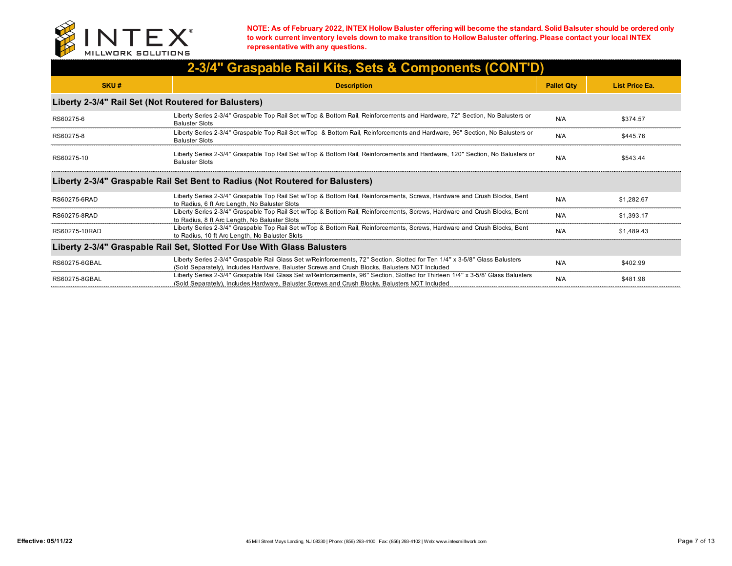NOTE: As of February 2022, INTEX Hollow Baluster offering will become the standard. Solid Balsuter should be ordered only to work current inventory levels down to make transition to Hollow Baluster offering. Please contact your local INTEX representative with any questions.

# 2-3/4" Graspable Rail Kits, Sets & Components (CONT'D)

| SKU # | Description | Pallet Qty | List Price Ea. |
|---|---|---|---|
| **Liberty 2-3/4" Rail Set (Not Routered for Balusters)** | | | |
| RS60275-6 | Liberty Series 2-3/4" Graspable Top Rail Set w/Top & Bottom Rail, Reinforcements and Hardware, 72" Section, No Balusters or Baluster Slots | N/A | $374.57 |
| RS60275-8 | Liberty Series 2-3/4" Graspable Top Rail Set w/Top & Bottom Rail, Reinforcements and Hardware, 96" Section, No Balusters or Baluster Slots | N/A | $445.76 |
| RS60275-10 | Liberty Series 2-3/4" Graspable Top Rail Set w/Top & Bottom Rail, Reinforcements and Hardware, 120" Section, No Balusters or Baluster Slots | N/A | $543.44 |
| **Liberty 2-3/4" Graspable Rail Set Bent to Radius (Not Routered for Balusters)** | | | |
| RS60275-6RAD | Liberty Series 2-3/4" Graspable Top Rail Set w/Top & Bottom Rail, Reinforcements, Screws, Hardware and Crush Blocks, Bent to Radius, 6 ft Arc Length, No Baluster Slots | N/A | $1,282.67 |
| RS60275-8RAD | Liberty Series 2-3/4" Graspable Top Rail Set w/Top & Bottom Rail, Reinforcements, Screws, Hardware and Crush Blocks, Bent to Radius, 8 ft Arc Length, No Baluster Slots | N/A | $1,393.17 |
| RS60275-10RAD | Liberty Series 2-3/4" Graspable Top Rail Set w/Top & Bottom Rail, Reinforcements, Screws, Hardware and Crush Blocks, Bent to Radius, 10 ft Arc Length, No Baluster Slots | N/A | $1,489.43 |
| **Liberty 2-3/4" Graspable Rail Set, Slotted For Use With Glass Balusters** | | | |
| RS60275-6GBAL | Liberty Series 2-3/4" Graspable Rail Glass Set w/Reinforcements, 72" Section, Slotted for Ten 1/4" x 3-5/8" Glass Balusters (Sold Separately), Includes Hardware, Baluster Screws and Crush Blocks, Balusters NOT Included | N/A | $402.99 |
| RS60275-8GBAL | Liberty Series 2-3/4" Graspable Rail Glass Set w/Reinforcements, 96" Section, Slotted for Thirteen 1/4" x 3-5/8' Glass Balusters (Sold Separately), Includes Hardware, Baluster Screws and Crush Blocks, Balusters NOT Included | N/A | $481.98 |

**Effective: 05/11/22**

45 Mill Street Mays Landing, NJ 08330 | Phone: (856) 293-4100 | Fax: (856) 293-4102 | Web: www.intexmillwork.com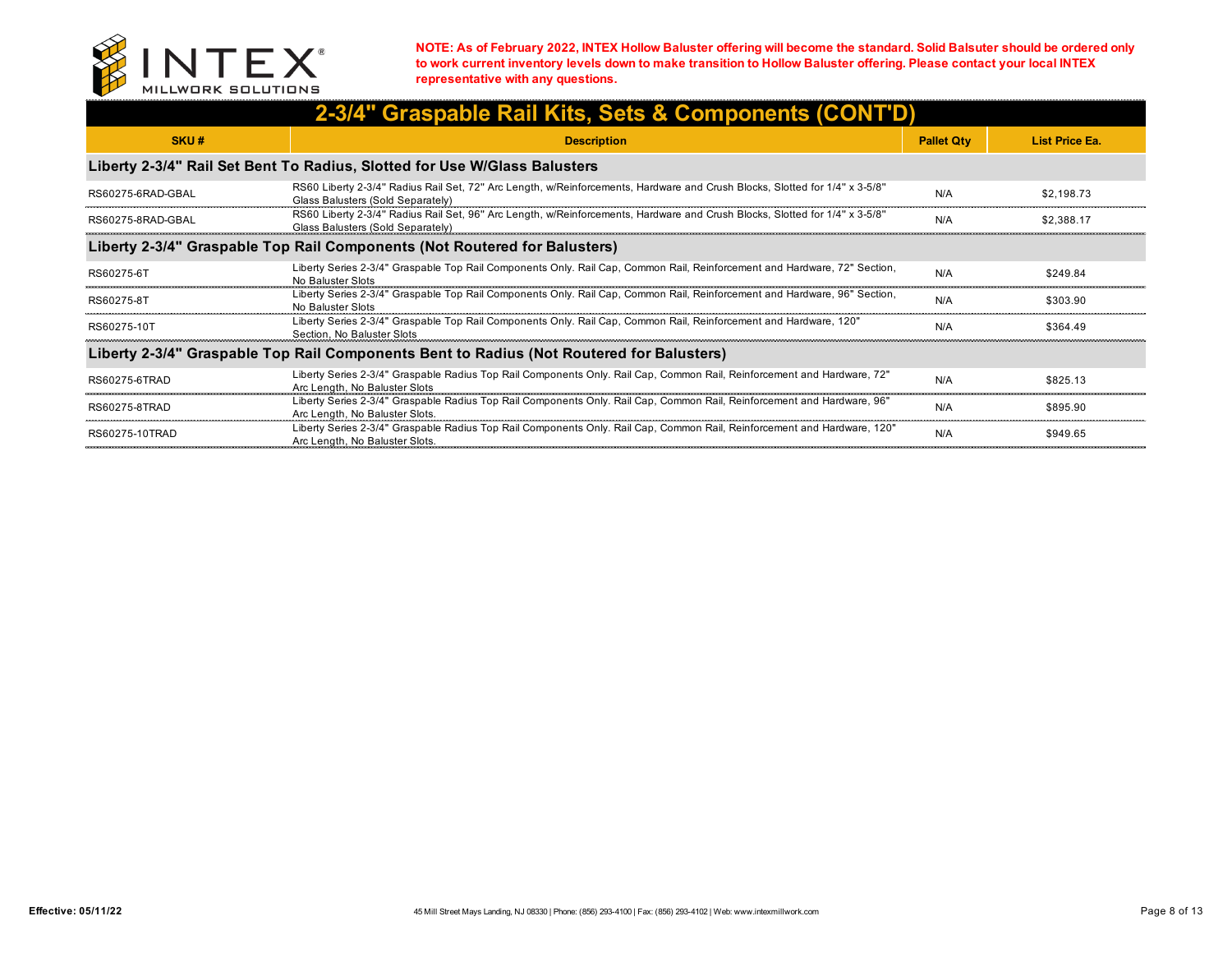**NOTE: As of February 2022, INTEX Hollow Baluster offering will become the standard. Solid Balsuter should be ordered only to work current inventory levels down to make transition to Hollow Baluster offering. Please contact your local INTEX representative with any questions.**

## 2-3/4" Graspable Rail Kits, Sets & Components (CONT'D)

| SKU # | Description | Pallet Qty | List Price Ea. |
|---|---|---|---|
| **Liberty 2-3/4" Rail Set Bent To Radius, Slotted for Use W/Glass Balusters** | | | |
| RS60275-6RAD-GBAL | RS60 Liberty 2-3/4" Radius Rail Set, 72" Arc Length, w/Reinforcements, Hardware and Crush Blocks, Slotted for 1/4" x 3-5/8" Glass Balusters (Sold Separately) | N/A | $2,198.73 |
| RS60275-8RAD-GBAL | RS60 Liberty 2-3/4" Radius Rail Set, 96" Arc Length, w/Reinforcements, Hardware and Crush Blocks, Slotted for 1/4" x 3-5/8" Glass Balusters (Sold Separately) | N/A | $2,388.17 |
| **Liberty 2-3/4" Graspable Top Rail Components (Not Routered for Balusters)** | | | |
| RS60275-6T | Liberty Series 2-3/4" Graspable Top Rail Components Only. Rail Cap, Common Rail, Reinforcement and Hardware, 72" Section, No Baluster Slots | N/A | $249.84 |
| RS60275-8T | Liberty Series 2-3/4" Graspable Top Rail Components Only. Rail Cap, Common Rail, Reinforcement and Hardware, 96" Section, No Baluster Slots | N/A | $303.90 |
| RS60275-10T | Liberty Series 2-3/4" Graspable Top Rail Components Only. Rail Cap, Common Rail, Reinforcement and Hardware, 120" Section, No Baluster Slots | N/A | $364.49 |
| **Liberty 2-3/4" Graspable Top Rail Components Bent to Radius (Not Routered for Balusters)** | | | |
| RS60275-6TRAD | Liberty Series 2-3/4" Graspable Radius Top Rail Components Only. Rail Cap, Common Rail, Reinforcement and Hardware, 72" Arc Length, No Baluster Slots | N/A | $825.13 |
| RS60275-8TRAD | Liberty Series 2-3/4" Graspable Radius Top Rail Components Only. Rail Cap, Common Rail, Reinforcement and Hardware, 96" Arc Length, No Baluster Slots. | N/A | $895.90 |
| RS60275-10TRAD | Liberty Series 2-3/4" Graspable Radius Top Rail Components Only. Rail Cap, Common Rail, Reinforcement and Hardware, 120" Arc Length, No Baluster Slots. | N/A | $949.65 |

**Effective: 05/11/22**

45 Mill Street Mays Landing, NJ 08330 | Phone: (856) 293-4100 | Fax: (856) 293-4102 | Web: www.intexmillwork.com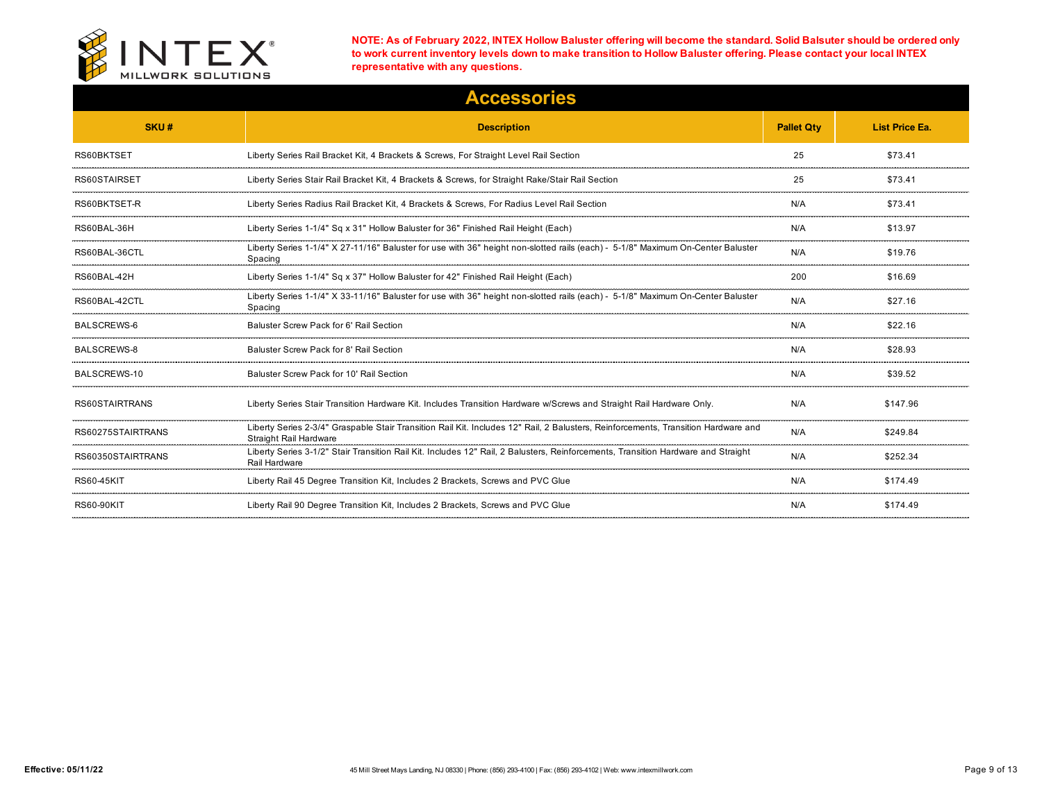**NOTE: As of February 2022, INTEX Hollow Baluster offering will become the standard. Solid Balsuter should be ordered only to work current inventory levels down to make transition to Hollow Baluster offering. Please contact your local INTEX representative with any questions.**

# Accessories

| SKU # | Description | Pallet Qty | List Price Ea. |
|---|---|---|---|
| RS60BKTSET | Liberty Series Rail Bracket Kit, 4 Brackets & Screws, For Straight Level Rail Section | 25 | $73.41 |
| RS60STAIRSET | Liberty Series Stair Rail Bracket Kit, 4 Brackets & Screws, for Straight Rake/Stair Rail Section | 25 | $73.41 |
| RS60BKTSET-R | Liberty Series Radius Rail Bracket Kit, 4 Brackets & Screws, For Radius Level Rail Section | N/A | $73.41 |
| RS60BAL-36H | Liberty Series 1-1/4" Sq x 31" Hollow Baluster for 36" Finished Rail Height (Each) | N/A | $13.97 |
| RS60BAL-36CTL | Liberty Series 1-1/4" X 27-11/16" Baluster for use with 36" height non-slotted rails (each) - 5-1/8" Maximum On-Center Baluster Spacing | N/A | $19.76 |
| RS60BAL-42H | Liberty Series 1-1/4" Sq x 37" Hollow Baluster for 42" Finished Rail Height (Each) | 200 | $16.69 |
| RS60BAL-42CTL | Liberty Series 1-1/4" X 33-11/16" Baluster for use with 36" height non-slotted rails (each) - 5-1/8" Maximum On-Center Baluster Spacing | N/A | $27.16 |
| BALSCREWS-6 | Baluster Screw Pack for 6' Rail Section | N/A | $22.16 |
| BALSCREWS-8 | Baluster Screw Pack for 8' Rail Section | N/A | $28.93 |
| BALSCREWS-10 | Baluster Screw Pack for 10' Rail Section | N/A | $39.52 |
| RS60STAIRTRANS | Liberty Series Stair Transition Hardware Kit. Includes Transition Hardware w/Screws and Straight Rail Hardware Only. | N/A | $147.96 |
| RS60275STAIRTRANS | Liberty Series 2-3/4" Graspable Stair Transition Rail Kit. Includes 12" Rail, 2 Balusters, Reinforcements, Transition Hardware and Straight Rail Hardware | N/A | $249.84 |
| RS60350STAIRTRANS | Liberty Series 3-1/2" Stair Transition Rail Kit. Includes 12" Rail, 2 Balusters, Reinforcements, Transition Hardware and Straight Rail Hardware | N/A | $252.34 |
| RS60-45KIT | Liberty Rail 45 Degree Transition Kit, Includes 2 Brackets, Screws and PVC Glue | N/A | $174.49 |
| RS60-90KIT | Liberty Rail 90 Degree Transition Kit, Includes 2 Brackets, Screws and PVC Glue | N/A | $174.49 |

**Effective: 05/11/22**

45 Mill Street Mays Landing, NJ 08330 | Phone: (856) 293-4100 | Fax: (856) 293-4102 | Web: www.intexmillwork.com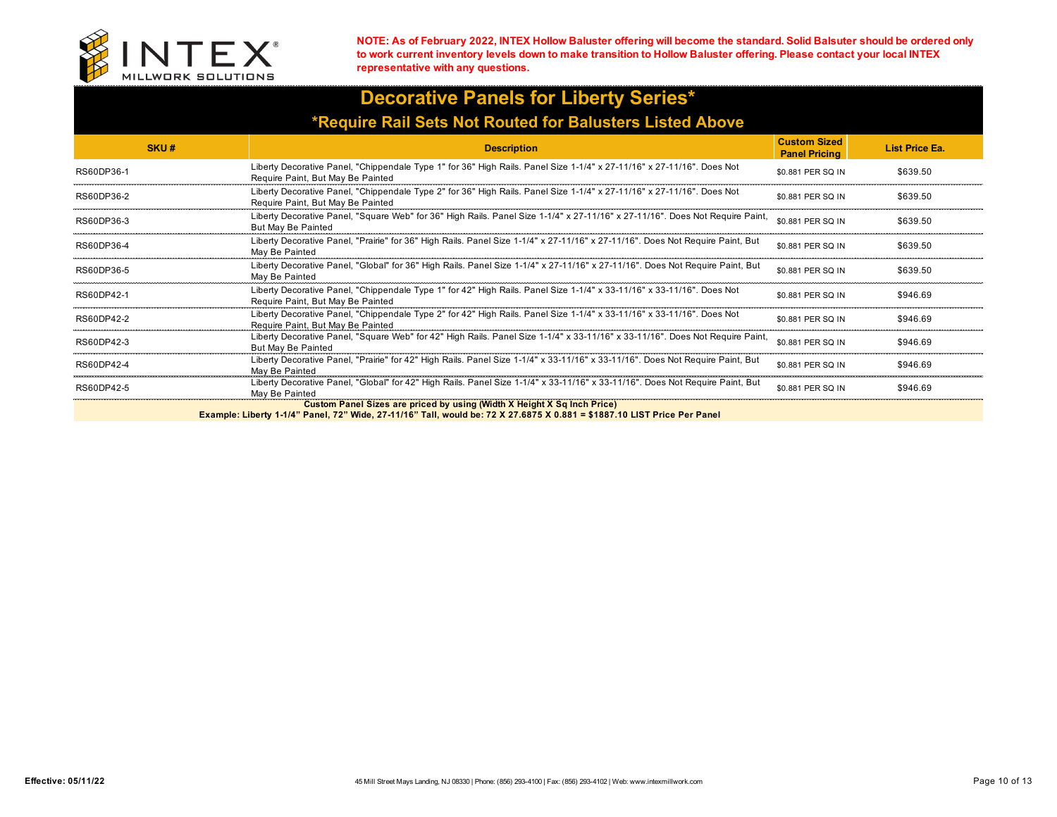**NOTE: As of February 2022, INTEX Hollow Baluster offering will become the standard. Solid Balsuter should be ordered only to work current inventory levels down to make transition to Hollow Baluster offering. Please contact your local INTEX representative with any questions.**

# Decorative Panels for Liberty Series*

## *Require Rail Sets Not Routed for Balusters Listed Above

| SKU # | Description | Custom Sized Panel Pricing | List Price Ea. |
|---|---|---|---|
| RS60DP36-1 | Liberty Decorative Panel, "Chippendale Type 1" for 36" High Rails. Panel Size 1-1/4" x 27-11/16" x 27-11/16". Does Not Require Paint, But May Be Painted | $0.881 PER SQ IN | $639.50 |
| RS60DP36-2 | Liberty Decorative Panel, "Chippendale Type 2" for 36" High Rails. Panel Size 1-1/4" x 27-11/16" x 27-11/16". Does Not Require Paint, But May Be Painted | $0.881 PER SQ IN | $639.50 |
| RS60DP36-3 | Liberty Decorative Panel, "Square Web" for 36" High Rails. Panel Size 1-1/4" x 27-11/16" x 27-11/16". Does Not Require Paint, But May Be Painted | $0.881 PER SQ IN | $639.50 |
| RS60DP36-4 | Liberty Decorative Panel, "Prairie" for 36" High Rails. Panel Size 1-1/4" x 27-11/16" x 27-11/16". Does Not Require Paint, But May Be Painted | $0.881 PER SQ IN | $639.50 |
| RS60DP36-5 | Liberty Decorative Panel, "Global" for 36" High Rails. Panel Size 1-1/4" x 27-11/16" x 27-11/16". Does Not Require Paint, But May Be Painted | $0.881 PER SQ IN | $639.50 |
| RS60DP42-1 | Liberty Decorative Panel, "Chippendale Type 1" for 42" High Rails. Panel Size 1-1/4" x 33-11/16" x 33-11/16". Does Not Require Paint, But May Be Painted | $0.881 PER SQ IN | $946.69 |
| RS60DP42-2 | Liberty Decorative Panel, "Chippendale Type 2" for 42" High Rails. Panel Size 1-1/4" x 33-11/16" x 33-11/16". Does Not Require Paint, But May Be Painted | $0.881 PER SQ IN | $946.69 |
| RS60DP42-3 | Liberty Decorative Panel, "Square Web" for 42" High Rails. Panel Size 1-1/4" x 33-11/16" x 33-11/16". Does Not Require Paint, But May Be Painted | $0.881 PER SQ IN | $946.69 |
| RS60DP42-4 | Liberty Decorative Panel, "Prairie" for 42" High Rails. Panel Size 1-1/4" x 33-11/16" x 33-11/16". Does Not Require Paint, But May Be Painted | $0.881 PER SQ IN | $946.69 |
| RS60DP42-5 | Liberty Decorative Panel, "Global" for 42" High Rails. Panel Size 1-1/4" x 33-11/16" x 33-11/16". Does Not Require Paint, But May Be Painted | $0.881 PER SQ IN | $946.69 |

**Custom Panel Sizes are priced by using (Width X Height X Sq Inch Price)**

**Example: Liberty 1-1/4" Panel, 72" Wide, 27-11/16" Tall, would be: 72 X 27.6875 X 0.881 = $1887.10 LIST Price Per Panel**

**Effective: 05/11/22**

45 Mill Street Mays Landing, NJ 08330 | Phone: (856) 293-4100 | Fax: (856) 293-4102 | Web: www.intexmillwork.com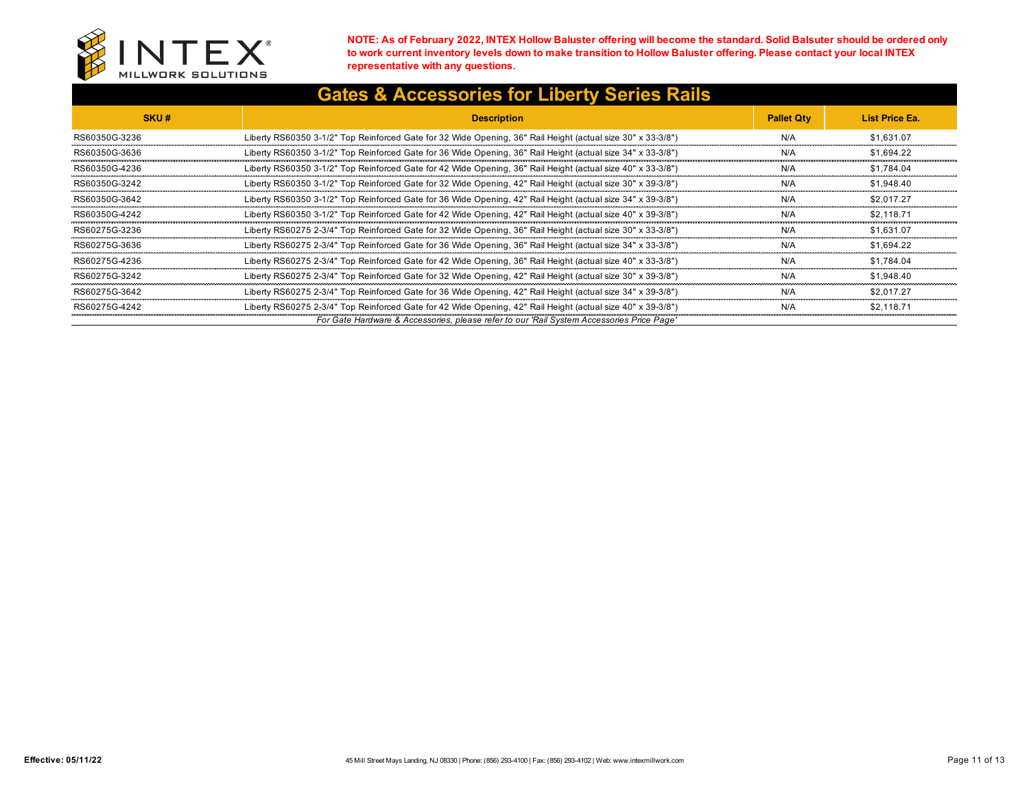**NOTE: As of February 2022, INTEX Hollow Baluster offering will become the standard. Solid Balsuter should be ordered only to work current inventory levels down to make transition to Hollow Baluster offering. Please contact your local INTEX representative with any questions.**

# Gates & Accessories for Liberty Series Rails

| SKU # | Description | Pallet Qty | List Price Ea. |
|---|---|---|---|
| RS60350G-3236 | Liberty RS60350 3-1/2" Top Reinforced Gate for 32 Wide Opening, 36" Rail Height (actual size 30" x 33-3/8") | N/A | $1,631.07 |
| RS60350G-3636 | Liberty RS60350 3-1/2" Top Reinforced Gate for 36 Wide Opening, 36" Rail Height (actual size 34" x 33-3/8") | N/A | $1,694.22 |
| RS60350G-4236 | Liberty RS60350 3-1/2" Top Reinforced Gate for 42 Wide Opening, 36" Rail Height (actual size 40" x 33-3/8") | N/A | $1,784.04 |
| RS60350G-3242 | Liberty RS60350 3-1/2" Top Reinforced Gate for 32 Wide Opening, 42" Rail Height (actual size 30" x 39-3/8") | N/A | $1,948.40 |
| RS60350G-3642 | Liberty RS60350 3-1/2" Top Reinforced Gate for 36 Wide Opening, 42" Rail Height (actual size 34" x 39-3/8") | N/A | $2,017.27 |
| RS60350G-4242 | Liberty RS60350 3-1/2" Top Reinforced Gate for 42 Wide Opening, 42" Rail Height (actual size 40" x 39-3/8") | N/A | $2,118.71 |
| RS60275G-3236 | Liberty RS60275 2-3/4" Top Reinforced Gate for 32 Wide Opening, 36" Rail Height (actual size 30" x 33-3/8") | N/A | $1,631.07 |
| RS60275G-3636 | Liberty RS60275 2-3/4" Top Reinforced Gate for 36 Wide Opening, 36" Rail Height (actual size 34" x 33-3/8") | N/A | $1,694.22 |
| RS60275G-4236 | Liberty RS60275 2-3/4" Top Reinforced Gate for 42 Wide Opening, 36" Rail Height (actual size 40" x 33-3/8") | N/A | $1,784.04 |
| RS60275G-3242 | Liberty RS60275 2-3/4" Top Reinforced Gate for 32 Wide Opening, 42" Rail Height (actual size 30" x 39-3/8") | N/A | $1,948.40 |
| RS60275G-3642 | Liberty RS60275 2-3/4" Top Reinforced Gate for 36 Wide Opening, 42" Rail Height (actual size 34" x 39-3/8") | N/A | $2,017.27 |
| RS60275G-4242 | Liberty RS60275 2-3/4" Top Reinforced Gate for 42 Wide Opening, 42" Rail Height (actual size 40" x 39-3/8") | N/A | $2,118.71 |

*For Gate Hardware & Accessories, please refer to our 'Rail System Accessories Price Page'*

**Effective: 05/11/22**

45 Mill Street Mays Landing, NJ 08330 | Phone: (856) 293-4100 | Fax: (856) 293-4102 | Web: www.intexmillwork.com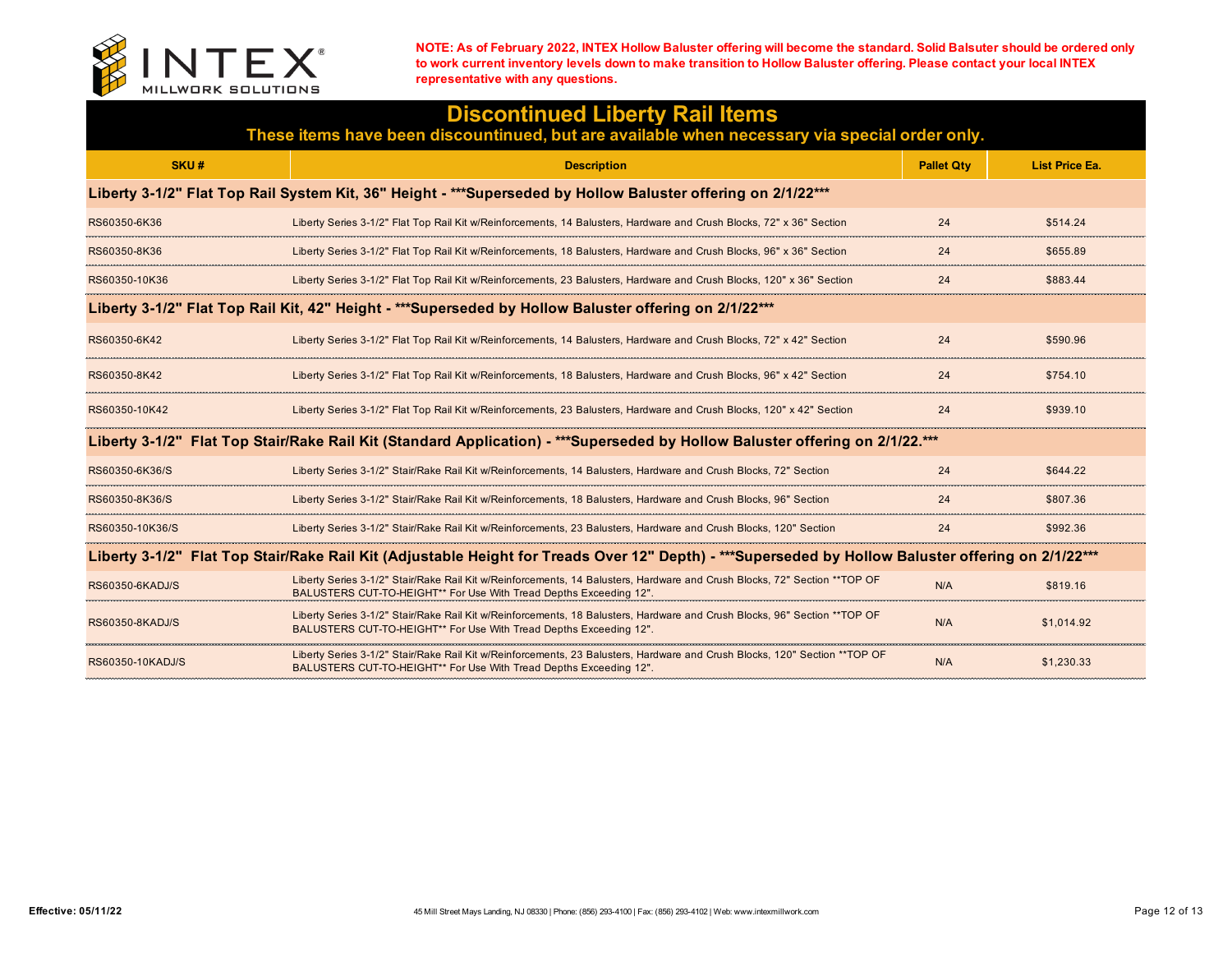INTEX MILLWORK SOLUTIONS

**NOTE: As of February 2022, INTEX Hollow Baluster offering will become the standard. Solid Balsuter should be ordered only to work current inventory levels down to make transition to Hollow Baluster offering. Please contact your local INTEX representative with any questions.**

# Discontinued Liberty Rail Items

**These items have been discontinued, but are available when necessary via special order only.**

| SKU # | Description | Pallet Qty | List Price Ea. |
|---|---|---|---|
| **Liberty 3-1/2" Flat Top Rail System Kit, 36" Height - ***Superseded by Hollow Baluster offering on 2/1/22*** ** | | | |
| RS60350-6K36 | Liberty Series 3-1/2" Flat Top Rail Kit w/Reinforcements, 14 Balusters, Hardware and Crush Blocks, 72" x 36" Section | 24 | $514.24 |
| RS60350-8K36 | Liberty Series 3-1/2" Flat Top Rail Kit w/Reinforcements, 18 Balusters, Hardware and Crush Blocks, 96" x 36" Section | 24 | $655.89 |
| RS60350-10K36 | Liberty Series 3-1/2" Flat Top Rail Kit w/Reinforcements, 23 Balusters, Hardware and Crush Blocks, 120" x 36" Section | 24 | $883.44 |
| **Liberty 3-1/2" Flat Top Rail Kit, 42" Height - ***Superseded by Hollow Baluster offering on 2/1/22*** ** | | | |
| RS60350-6K42 | Liberty Series 3-1/2" Flat Top Rail Kit w/Reinforcements, 14 Balusters, Hardware and Crush Blocks, 72" x 42" Section | 24 | $590.96 |
| RS60350-8K42 | Liberty Series 3-1/2" Flat Top Rail Kit w/Reinforcements, 18 Balusters, Hardware and Crush Blocks, 96" x 42" Section | 24 | $754.10 |
| RS60350-10K42 | Liberty Series 3-1/2" Flat Top Rail Kit w/Reinforcements, 23 Balusters, Hardware and Crush Blocks, 120" x 42" Section | 24 | $939.10 |
| **Liberty 3-1/2" Flat Top Stair/Rake Rail Kit (Standard Application) - ***Superseded by Hollow Baluster offering on 2/1/22.*** ** | | | |
| RS60350-6K36/S | Liberty Series 3-1/2" Stair/Rake Rail Kit w/Reinforcements, 14 Balusters, Hardware and Crush Blocks, 72" Section | 24 | $644.22 |
| RS60350-8K36/S | Liberty Series 3-1/2" Stair/Rake Rail Kit w/Reinforcements, 18 Balusters, Hardware and Crush Blocks, 96" Section | 24 | $807.36 |
| RS60350-10K36/S | Liberty Series 3-1/2" Stair/Rake Rail Kit w/Reinforcements, 23 Balusters, Hardware and Crush Blocks, 120" Section | 24 | $992.36 |
| **Liberty 3-1/2" Flat Top Stair/Rake Rail Kit (Adjustable Height for Treads Over 12" Depth) - ***Superseded by Hollow Baluster offering on 2/1/22*** ** | | | |
| RS60350-6KADJ/S | Liberty Series 3-1/2" Stair/Rake Rail Kit w/Reinforcements, 14 Balusters, Hardware and Crush Blocks, 72" Section **TOP OF BALUSTERS CUT-TO-HEIGHT** For Use With Tread Depths Exceeding 12". | N/A | $819.16 |
| RS60350-8KADJ/S | Liberty Series 3-1/2" Stair/Rake Rail Kit w/Reinforcements, 18 Balusters, Hardware and Crush Blocks, 96" Section **TOP OF BALUSTERS CUT-TO-HEIGHT** For Use With Tread Depths Exceeding 12". | N/A | $1,014.92 |
| RS60350-10KADJ/S | Liberty Series 3-1/2" Stair/Rake Rail Kit w/Reinforcements, 23 Balusters, Hardware and Crush Blocks, 120" Section **TOP OF BALUSTERS CUT-TO-HEIGHT** For Use With Tread Depths Exceeding 12". | N/A | $1,230.33 |

**Effective: 05/11/22**

45 Mill Street Mays Landing, NJ 08330 | Phone: (856) 293-4100 | Fax: (856) 293-4102 | Web: www.intexmillwork.com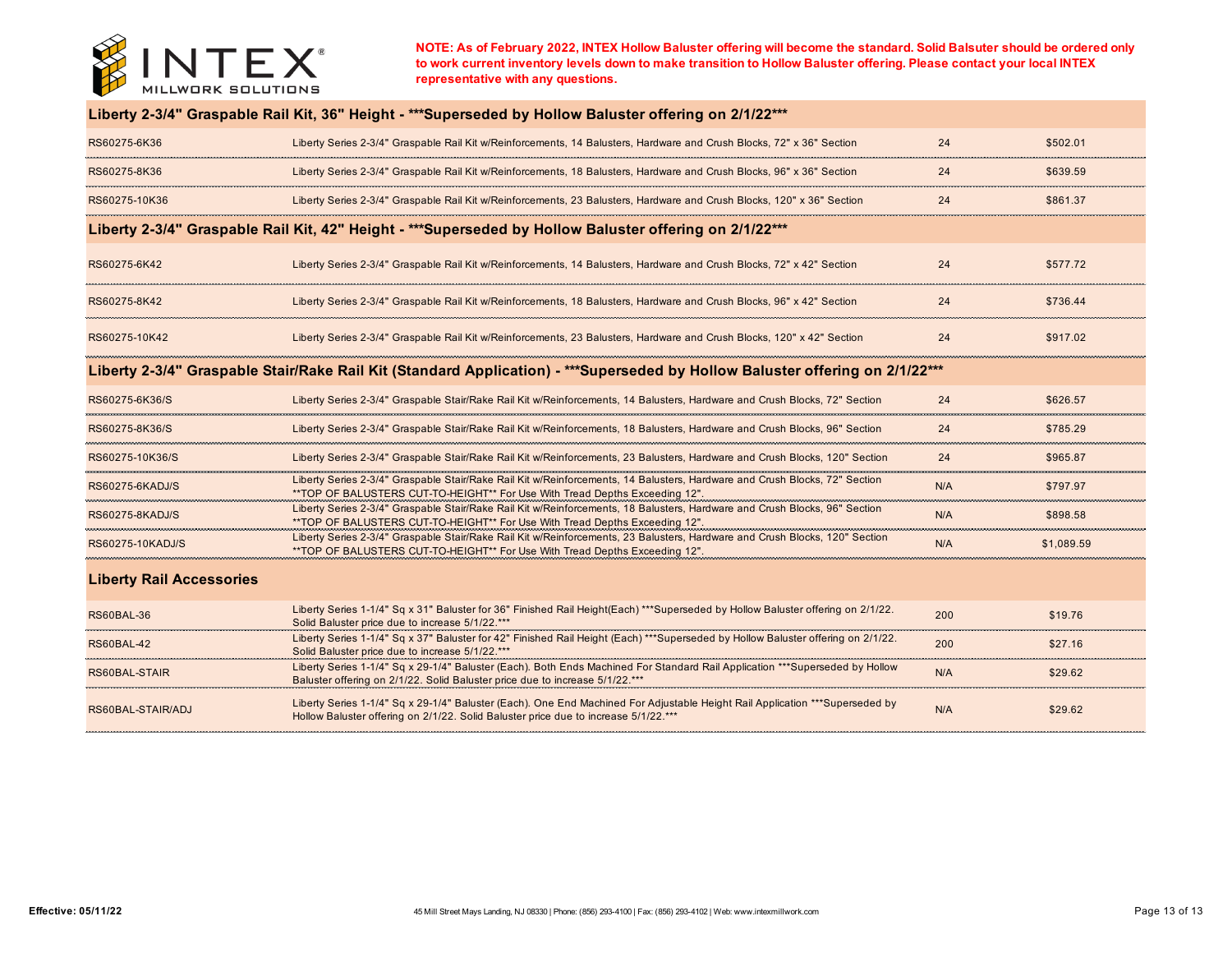INTEX MILLWORK SOLUTIONS

**NOTE: As of February 2022, INTEX Hollow Baluster offering will become the standard. Solid Balsuter should be ordered only to work current inventory levels down to make transition to Hollow Baluster offering. Please contact your local INTEX representative with any questions.**

## Liberty 2-3/4" Graspable Rail Kit, 36" Height - ***Superseded by Hollow Baluster offering on 2/1/22***

| | | | |
|---|---|---|---|
| RS60275-6K36 | Liberty Series 2-3/4" Graspable Rail Kit w/Reinforcements, 14 Balusters, Hardware and Crush Blocks, 72" x 36" Section | 24 | $502.01 |
| RS60275-8K36 | Liberty Series 2-3/4" Graspable Rail Kit w/Reinforcements, 18 Balusters, Hardware and Crush Blocks, 96" x 36" Section | 24 | $639.59 |
| RS60275-10K36 | Liberty Series 2-3/4" Graspable Rail Kit w/Reinforcements, 23 Balusters, Hardware and Crush Blocks, 120" x 36" Section | 24 | $861.37 |

## Liberty 2-3/4" Graspable Rail Kit, 42" Height - ***Superseded by Hollow Baluster offering on 2/1/22***

| | | | |
|---|---|---|---|
| RS60275-6K42 | Liberty Series 2-3/4" Graspable Rail Kit w/Reinforcements, 14 Balusters, Hardware and Crush Blocks, 72" x 42" Section | 24 | $577.72 |
| RS60275-8K42 | Liberty Series 2-3/4" Graspable Rail Kit w/Reinforcements, 18 Balusters, Hardware and Crush Blocks, 96" x 42" Section | 24 | $736.44 |
| RS60275-10K42 | Liberty Series 2-3/4" Graspable Rail Kit w/Reinforcements, 23 Balusters, Hardware and Crush Blocks, 120" x 42" Section | 24 | $917.02 |

## Liberty 2-3/4" Graspable Stair/Rake Rail Kit (Standard Application) - ***Superseded by Hollow Baluster offering on 2/1/22***

| | | | |
|---|---|---|---|
| RS60275-6K36/S | Liberty Series 2-3/4" Graspable Stair/Rake Rail Kit w/Reinforcements, 14 Balusters, Hardware and Crush Blocks, 72" Section | 24 | $626.57 |
| RS60275-8K36/S | Liberty Series 2-3/4" Graspable Stair/Rake Rail Kit w/Reinforcements, 18 Balusters, Hardware and Crush Blocks, 96" Section | 24 | $785.29 |
| RS60275-10K36/S | Liberty Series 2-3/4" Graspable Stair/Rake Rail Kit w/Reinforcements, 23 Balusters, Hardware and Crush Blocks, 120" Section | 24 | $965.87 |
| RS60275-6KADJ/S | Liberty Series 2-3/4" Graspable Stair/Rake Rail Kit w/Reinforcements, 14 Balusters, Hardware and Crush Blocks, 72" Section **TOP OF BALUSTERS CUT-TO-HEIGHT** For Use With Tread Depths Exceeding 12". | N/A | $797.97 |
| RS60275-8KADJ/S | Liberty Series 2-3/4" Graspable Stair/Rake Rail Kit w/Reinforcements, 18 Balusters, Hardware and Crush Blocks, 96" Section **TOP OF BALUSTERS CUT-TO-HEIGHT** For Use With Tread Depths Exceeding 12". | N/A | $898.58 |
| RS60275-10KADJ/S | Liberty Series 2-3/4" Graspable Stair/Rake Rail Kit w/Reinforcements, 23 Balusters, Hardware and Crush Blocks, 120" Section **TOP OF BALUSTERS CUT-TO-HEIGHT** For Use With Tread Depths Exceeding 12". | N/A | $1,089.59 |

## Liberty Rail Accessories

| | | | |
|---|---|---|---|
| RS60BAL-36 | Liberty Series 1-1/4" Sq x 31" Baluster for 36" Finished Rail Height(Each) ***Superseded by Hollow Baluster offering on 2/1/22. Solid Baluster price due to increase 5/1/22.*** | 200 | $19.76 |
| RS60BAL-42 | Liberty Series 1-1/4" Sq x 37" Baluster for 42" Finished Rail Height (Each) ***Superseded by Hollow Baluster offering on 2/1/22. Solid Baluster price due to increase 5/1/22.*** | 200 | $27.16 |
| RS60BAL-STAIR | Liberty Series 1-1/4" Sq x 29-1/4" Baluster (Each). Both Ends Machined For Standard Rail Application ***Superseded by Hollow Baluster offering on 2/1/22. Solid Baluster price due to increase 5/1/22.*** | N/A | $29.62 |
| RS60BAL-STAIR/ADJ | Liberty Series 1-1/4" Sq x 29-1/4" Baluster (Each). One End Machined For Adjustable Height Rail Application ***Superseded by Hollow Baluster offering on 2/1/22. Solid Baluster price due to increase 5/1/22.*** | N/A | $29.62 |

**Effective: 05/11/22**

45 Mill Street Mays Landing, NJ 08330 | Phone: (856) 293-4100 | Fax: (856) 293-4102 | Web: www.intexmillwork.com